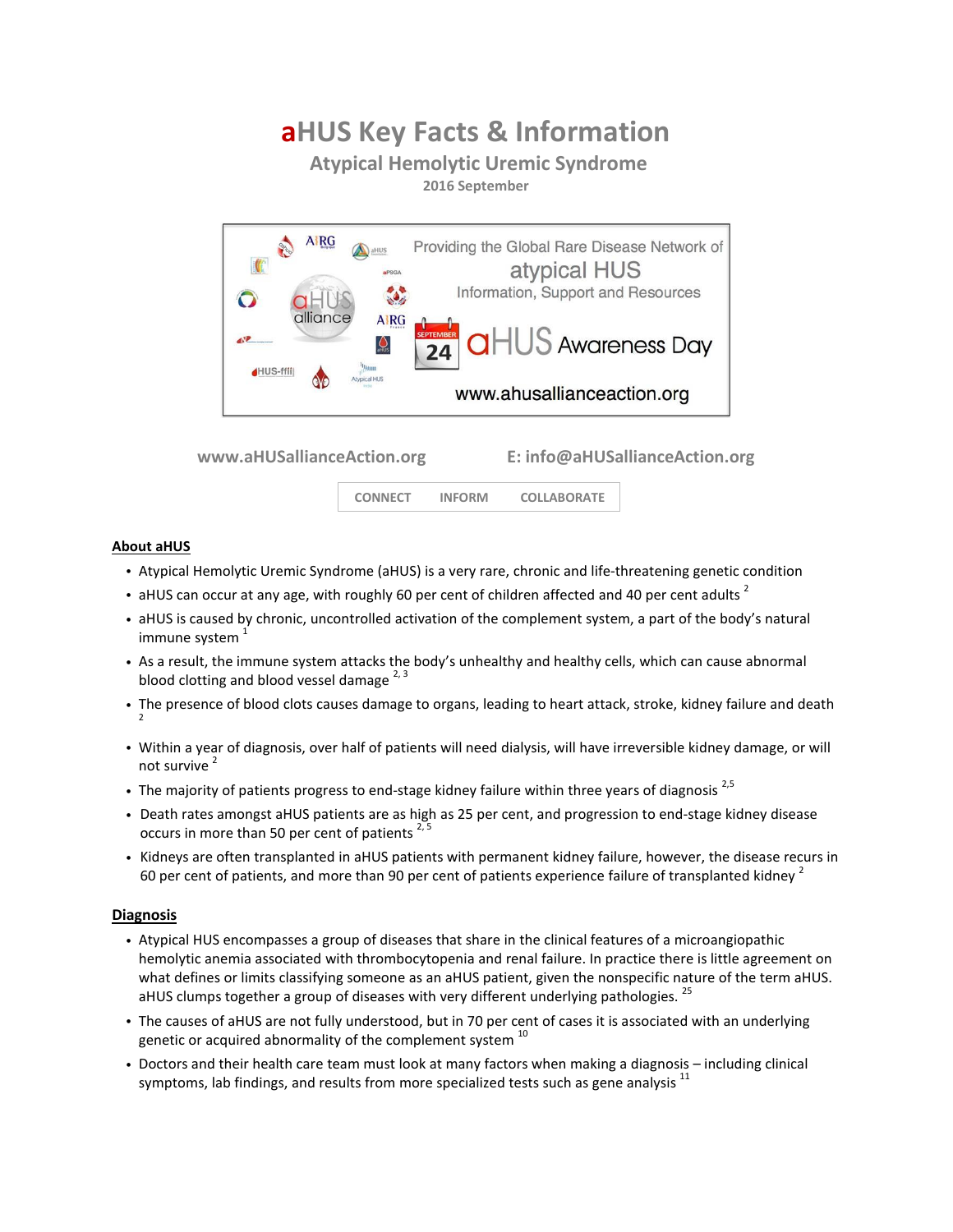# aHUS Key Facts & Information

## Atypical Hemolytic Uremic Syndrome

**2016 September**

**www.aHUSallianceAction.org** **E: info@aHUSallianceAction.org**

**CONNECT INFORM COLLABORATE**

### About aHUS

- Atypical Hemolytic Uremic Syndrome (aHUS) is a very rare, chronic and life-threatening genetic condition
- aHUS can occur at any age, with roughly 60 per cent of children affected and 40 per cent adults [2]
- aHUS is caused by chronic, uncontrolled activation of the complement system, a part of the body's natural immune system [1]
- As a result, the immune system attacks the body's unhealthy and healthy cells, which can cause abnormal blood clotting and blood vessel damage [2, 3]
- The presence of blood clots causes damage to organs, leading to heart attack, stroke, kidney failure and death [2]
- Within a year of diagnosis, over half of patients will need dialysis, will have irreversible kidney damage, or will not survive [2]
- The majority of patients progress to end-stage kidney failure within three years of diagnosis [2,5]
- Death rates amongst aHUS patients are as high as 25 per cent, and progression to end-stage kidney disease occurs in more than 50 per cent of patients [2, 5]
- Kidneys are often transplanted in aHUS patients with permanent kidney failure, however, the disease recurs in 60 per cent of patients, and more than 90 per cent of patients experience failure of transplanted kidney [2]

### Diagnosis

- Atypical HUS encompasses a group of diseases that share in the clinical features of a microangiopathic hemolytic anemia associated with thrombocytopenia and renal failure. In practice there is little agreement on what defines or limits classifying someone as an aHUS patient, given the nonspecific nature of the term aHUS. aHUS clumps together a group of diseases with very different underlying pathologies. [25]
- The causes of aHUS are not fully understood, but in 70 per cent of cases it is associated with an underlying genetic or acquired abnormality of the complement system [10]
- Doctors and their health care team must look at many factors when making a diagnosis – including clinical symptoms, lab findings, and results from more specialized tests such as gene analysis [11]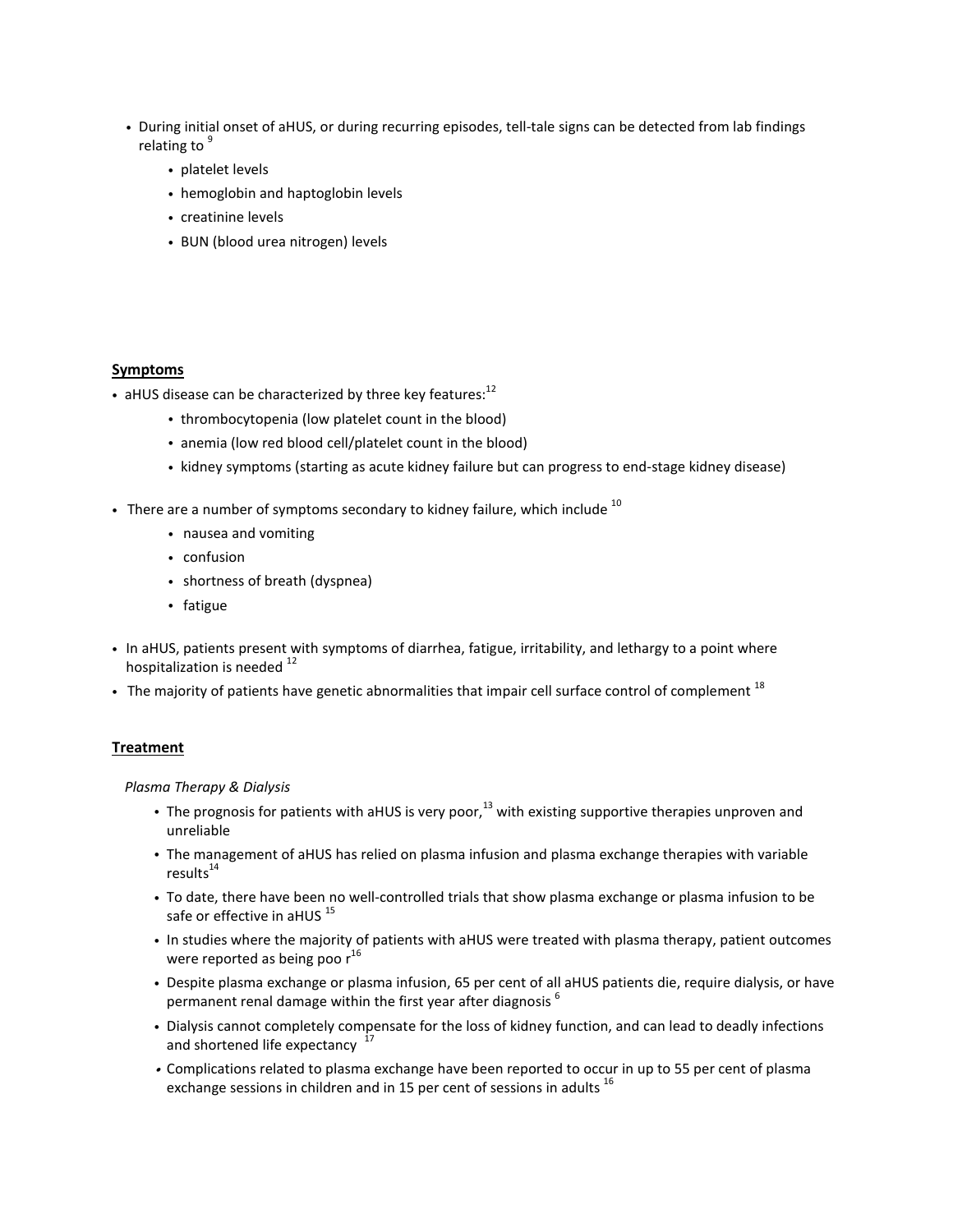- During initial onset of aHUS, or during recurring episodes, tell-tale signs can be detected from lab findings relating to [9]
  - platelet levels
  - hemoglobin and haptoglobin levels
  - creatinine levels
  - BUN (blood urea nitrogen) levels

## Symptoms

- aHUS disease can be characterized by three key features:[12]
  - thrombocytopenia (low platelet count in the blood)
  - anemia (low red blood cell/platelet count in the blood)
  - kidney symptoms (starting as acute kidney failure but can progress to end-stage kidney disease)
- There are a number of symptoms secondary to kidney failure, which include [10]
  - nausea and vomiting
  - confusion
  - shortness of breath (dyspnea)
  - fatigue
- In aHUS, patients present with symptoms of diarrhea, fatigue, irritability, and lethargy to a point where hospitalization is needed [12]
- The majority of patients have genetic abnormalities that impair cell surface control of complement [18]

## Treatment

*Plasma Therapy & Dialysis*

- The prognosis for patients with aHUS is very poor,[13] with existing supportive therapies unproven and unreliable
- The management of aHUS has relied on plasma infusion and plasma exchange therapies with variable results[14]
- To date, there have been no well-controlled trials that show plasma exchange or plasma infusion to be safe or effective in aHUS [15]
- In studies where the majority of patients with aHUS were treated with plasma therapy, patient outcomes were reported as being poo r[16]
- Despite plasma exchange or plasma infusion, 65 per cent of all aHUS patients die, require dialysis, or have permanent renal damage within the first year after diagnosis [6]
- Dialysis cannot completely compensate for the loss of kidney function, and can lead to deadly infections and shortened life expectancy [17]
- Complications related to plasma exchange have been reported to occur in up to 55 per cent of plasma exchange sessions in children and in 15 per cent of sessions in adults [16]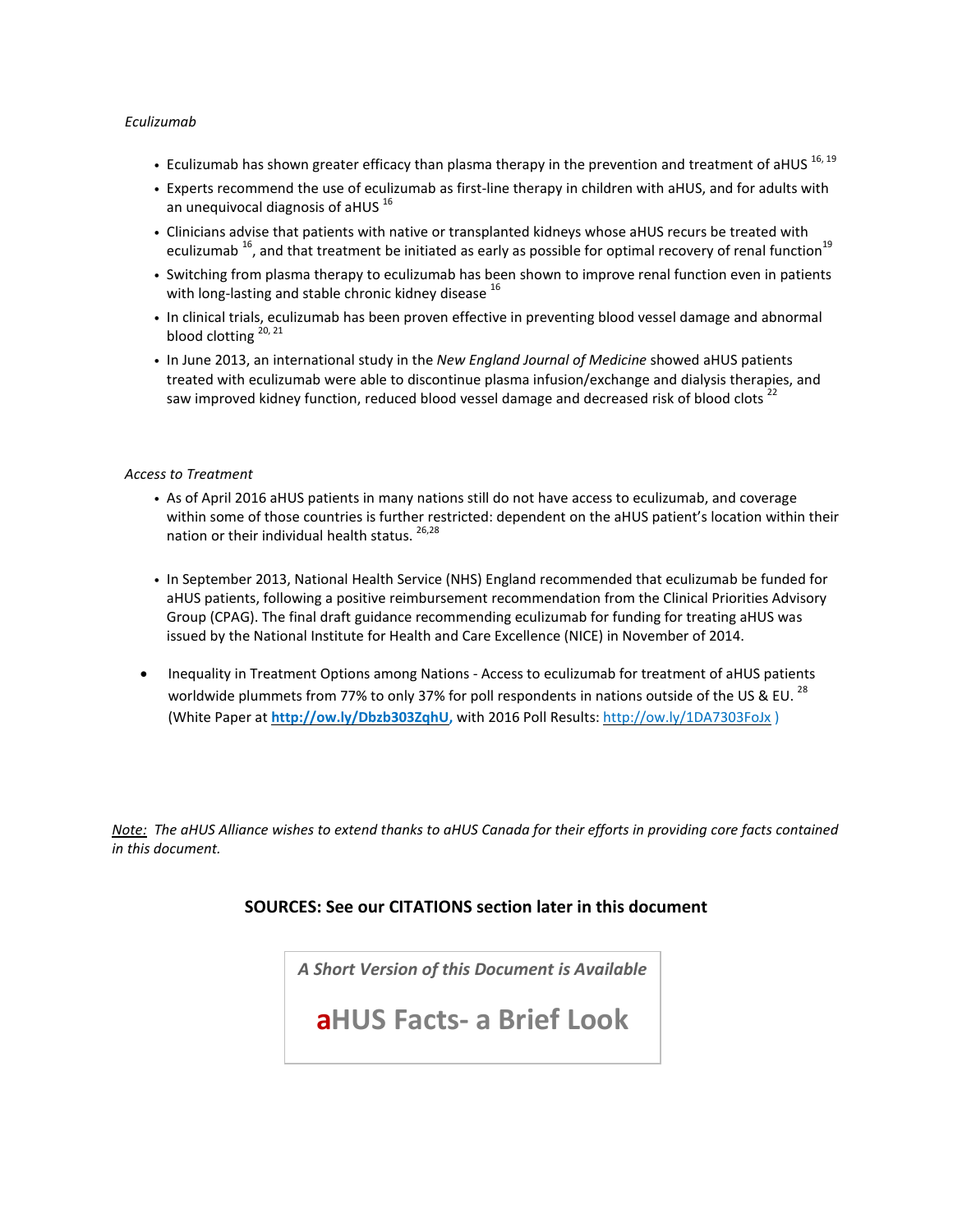*Eculizumab*

- Eculizumab has shown greater efficacy than plasma therapy in the prevention and treatment of aHUS [16, 19]
- Experts recommend the use of eculizumab as first-line therapy in children with aHUS, and for adults with an unequivocal diagnosis of aHUS [16]
- Clinicians advise that patients with native or transplanted kidneys whose aHUS recurs be treated with eculizumab [16], and that treatment be initiated as early as possible for optimal recovery of renal function[19]
- Switching from plasma therapy to eculizumab has been shown to improve renal function even in patients with long-lasting and stable chronic kidney disease [16]
- In clinical trials, eculizumab has been proven effective in preventing blood vessel damage and abnormal blood clotting [20, 21]
- In June 2013, an international study in the *New England Journal of Medicine* showed aHUS patients treated with eculizumab were able to discontinue plasma infusion/exchange and dialysis therapies, and saw improved kidney function, reduced blood vessel damage and decreased risk of blood clots [22]

*Access to Treatment*

- As of April 2016 aHUS patients in many nations still do not have access to eculizumab, and coverage within some of those countries is further restricted: dependent on the aHUS patient's location within their nation or their individual health status. [26,28]

- In September 2013, National Health Service (NHS) England recommended that eculizumab be funded for aHUS patients, following a positive reimbursement recommendation from the Clinical Priorities Advisory Group (CPAG). The final draft guidance recommending eculizumab for funding for treating aHUS was issued by the National Institute for Health and Care Excellence (NICE) in November of 2014.

- Inequality in Treatment Options among Nations - Access to eculizumab for treatment of aHUS patients worldwide plummets from 77% to only 37% for poll respondents in nations outside of the US & EU. [28] (White Paper at **http://ow.ly/Dbzb303ZqhU,** with 2016 Poll Results: http://ow.ly/1DA7303FoJx )

*Note: The aHUS Alliance wishes to extend thanks to aHUS Canada for their efforts in providing core facts contained in this document.*

**SOURCES: See our CITATIONS section later in this document**

*A Short Version of this Document is Available*

**aHUS Facts- a Brief Look**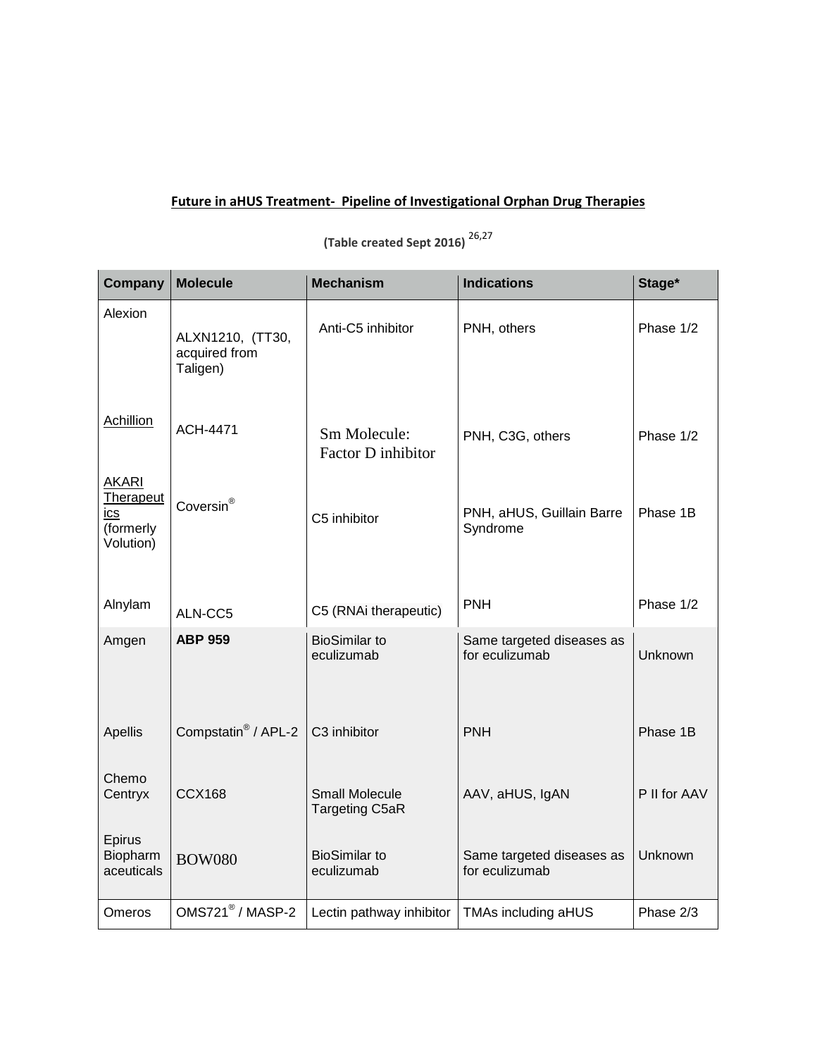**Future in aHUS Treatment- Pipeline of Investigational Orphan Drug Therapies**

**(Table created Sept 2016)** [26,27]

| Company | Molecule | Mechanism | Indications | Stage* |
|---|---|---|---|---|
| Alexion | ALXN1210, (TT30, acquired from Taligen) | Anti-C5 inhibitor | PNH, others | Phase 1/2 |
| Achillion | ACH-4471 | Sm Molecule: Factor D inhibitor | PNH, C3G, others | Phase 1/2 |
| AKARI Therapeutics (formerly Volution) | Coversin® | C5 inhibitor | PNH, aHUS, Guillain Barre Syndrome | Phase 1B |
| Alnylam | ALN-CC5 | C5 (RNAi therapeutic) | PNH | Phase 1/2 |
| Amgen | **ABP 959** | BioSimilar to eculizumab | Same targeted diseases as for eculizumab | Unknown |
| Apellis | Compstatin® / APL-2 | C3 inhibitor | PNH | Phase 1B |
| Chemo Centryx | CCX168 | Small Molecule Targeting C5aR | AAV, aHUS, IgAN | P II for AAV |
| Epirus Biopharmaceuticals | BOW080 | BioSimilar to eculizumab | Same targeted diseases as for eculizumab | Unknown |
| Omeros | OMS721® / MASP-2 | Lectin pathway inhibitor | TMAs including aHUS | Phase 2/3 |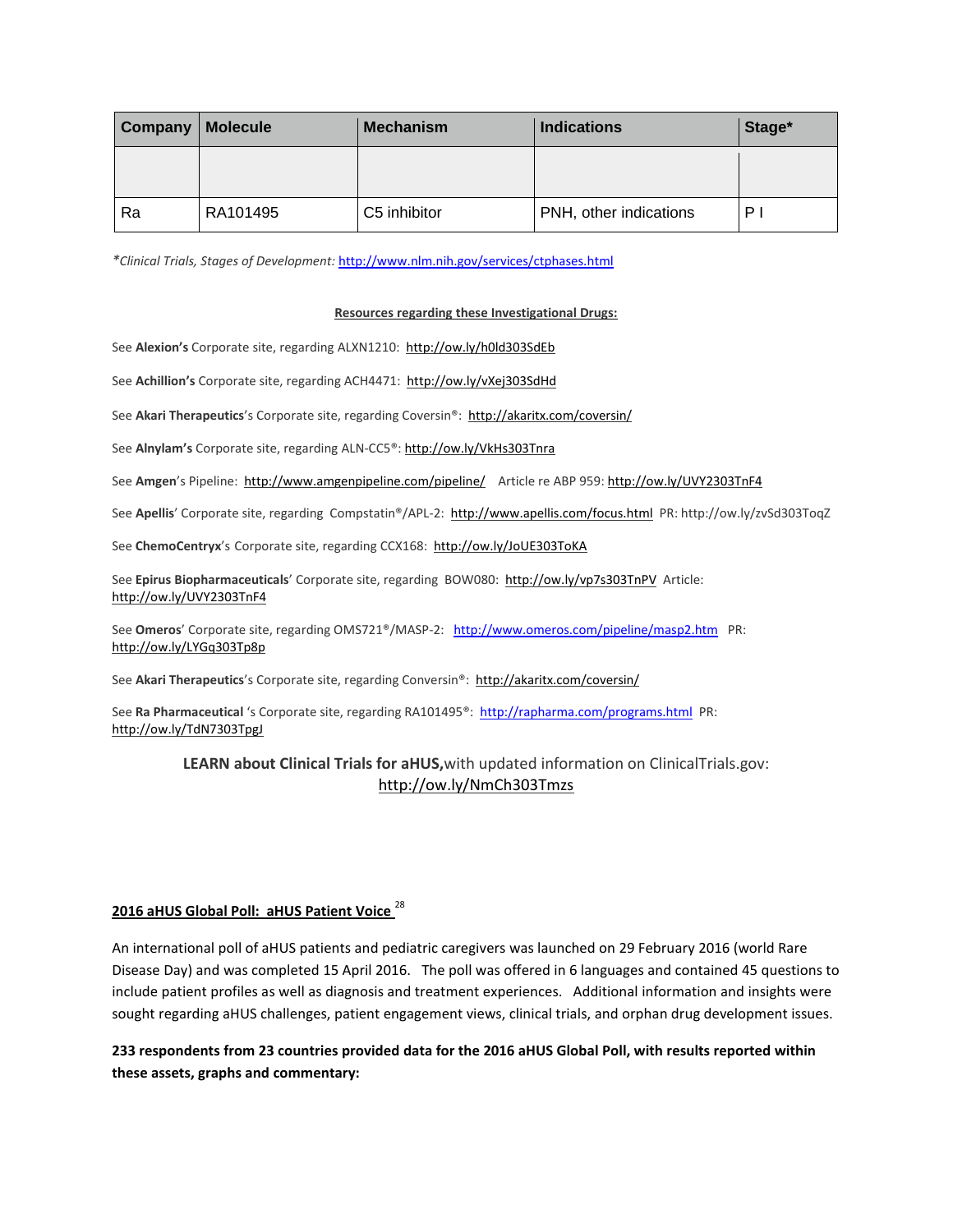| Company | Molecule | Mechanism | Indications | Stage* |
|---|---|---|---|---|
| | | | | |
| Ra | RA101495 | C5 inhibitor | PNH, other indications | P I |

*Clinical Trials, Stages of Development:* http://www.nlm.nih.gov/services/ctphases.html

**Resources regarding these Investigational Drugs:**

See **Alexion's** Corporate site, regarding ALXN1210: http://ow.ly/h0ld303SdEb

See **Achillion's** Corporate site, regarding ACH4471: http://ow.ly/vXej303SdHd

See **Akari Therapeutics**'s Corporate site, regarding Coversin®: http://akaritx.com/coversin/

See **Alnylam's** Corporate site, regarding ALN-CC5®: http://ow.ly/VkHs303Tnra

See **Amgen**'s Pipeline: http://www.amgenpipeline.com/pipeline/ Article re ABP 959: http://ow.ly/UVY2303TnF4

See **Apellis**' Corporate site, regarding Compstatin®/APL-2: http://www.apellis.com/focus.html PR: http://ow.ly/zvSd303ToqZ

See **ChemoCentryx**'s Corporate site, regarding CCX168: http://ow.ly/JoUE303ToKA

See **Epirus Biopharmaceuticals**' Corporate site, regarding BOW080: http://ow.ly/vp7s303TnPV Article: http://ow.ly/UVY2303TnF4

See **Omeros**' Corporate site, regarding OMS721®/MASP-2: http://www.omeros.com/pipeline/masp2.htm PR: http://ow.ly/LYGq303Tp8p

See **Akari Therapeutics**'s Corporate site, regarding Conversin®: http://akaritx.com/coversin/

See **Ra Pharmaceutical** 's Corporate site, regarding RA101495®: http://rapharma.com/programs.html PR: http://ow.ly/TdN7303TpgJ

**LEARN about Clinical Trials for aHUS,** with updated information on ClinicalTrials.gov: http://ow.ly/NmCh303Tmzs

## 2016 aHUS Global Poll: aHUS Patient Voice [28]

An international poll of aHUS patients and pediatric caregivers was launched on 29 February 2016 (world Rare Disease Day) and was completed 15 April 2016. The poll was offered in 6 languages and contained 45 questions to include patient profiles as well as diagnosis and treatment experiences. Additional information and insights were sought regarding aHUS challenges, patient engagement views, clinical trials, and orphan drug development issues.

**233 respondents from 23 countries provided data for the 2016 aHUS Global Poll, with results reported within these assets, graphs and commentary:**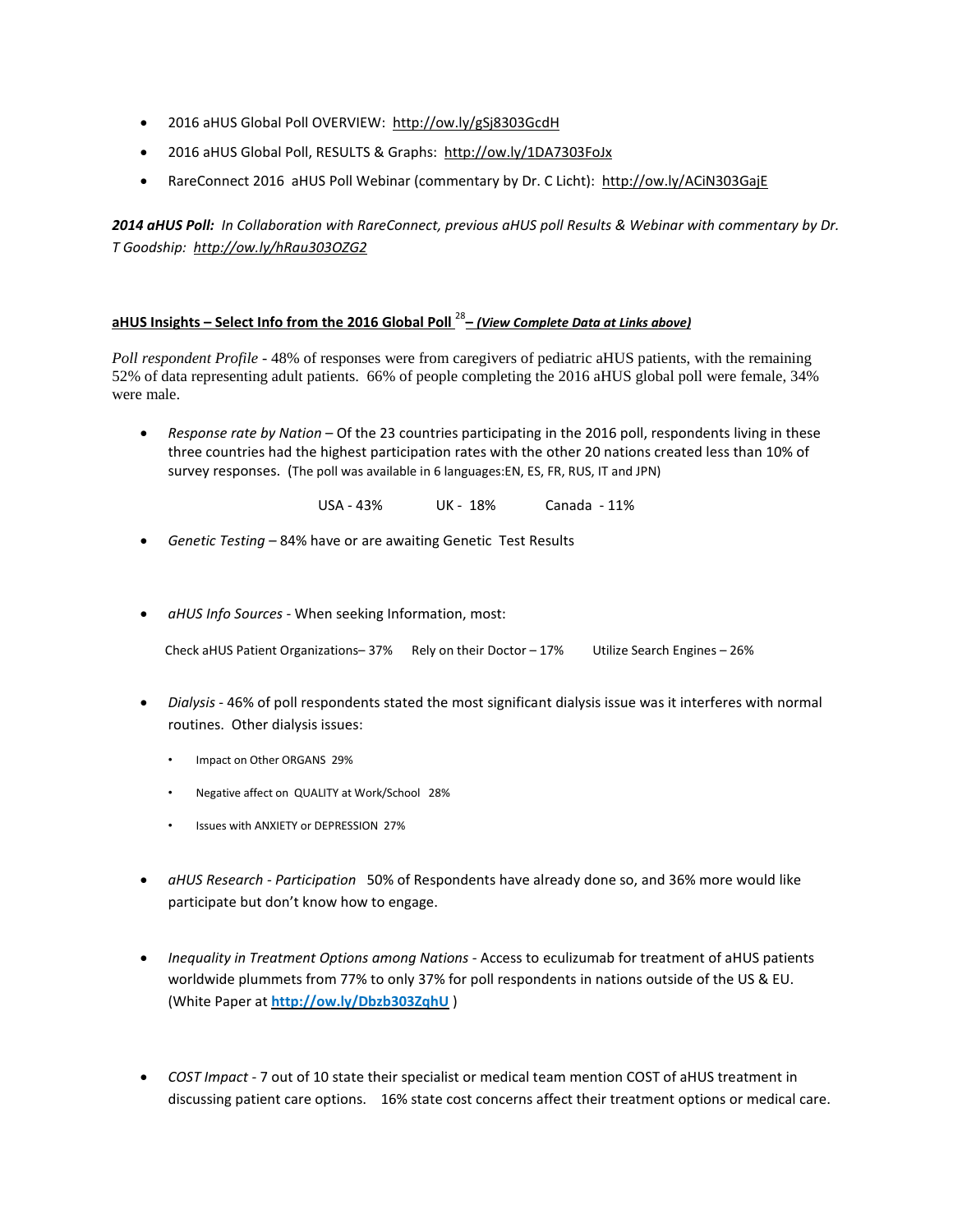- 2016 aHUS Global Poll OVERVIEW: http://ow.ly/gSj8303GcdH
- 2016 aHUS Global Poll, RESULTS & Graphs: http://ow.ly/1DA7303FoJx
- RareConnect 2016 aHUS Poll Webinar (commentary by Dr. C Licht): http://ow.ly/ACiN303GajE

***2014 aHUS Poll:*** *In Collaboration with RareConnect, previous aHUS poll Results & Webinar with commentary by Dr. T Goodship: http://ow.ly/hRau303OZG2*

**aHUS Insights – Select Info from the 2016 Global Poll [28] –** ***(View Complete Data at Links above)***

*Poll respondent Profile* - 48% of responses were from caregivers of pediatric aHUS patients, with the remaining 52% of data representing adult patients. 66% of people completing the 2016 aHUS global poll were female, 34% were male.

- *Response rate by Nation* – Of the 23 countries participating in the 2016 poll, respondents living in these three countries had the highest participation rates with the other 20 nations created less than 10% of survey responses. (The poll was available in 6 languages:EN, ES, FR, RUS, IT and JPN)

  USA - 43% UK - 18% Canada - 11%

- *Genetic Testing* – 84% have or are awaiting Genetic Test Results

- *aHUS Info Sources* - When seeking Information, most:

  Check aHUS Patient Organizations– 37% Rely on their Doctor – 17% Utilize Search Engines – 26%

- *Dialysis* - 46% of poll respondents stated the most significant dialysis issue was it interferes with normal routines. Other dialysis issues:
  - Impact on Other ORGANS 29%
  - Negative affect on QUALITY at Work/School 28%
  - Issues with ANXIETY or DEPRESSION 27%

- *aHUS Research - Participation* 50% of Respondents have already done so, and 36% more would like participate but don't know how to engage.

- *Inequality in Treatment Options among Nations* - Access to eculizumab for treatment of aHUS patients worldwide plummets from 77% to only 37% for poll respondents in nations outside of the US & EU. (White Paper at **http://ow.ly/Dbzb303ZqhU** )

- *COST Impact* - 7 out of 10 state their specialist or medical team mention COST of aHUS treatment in discussing patient care options. 16% state cost concerns affect their treatment options or medical care.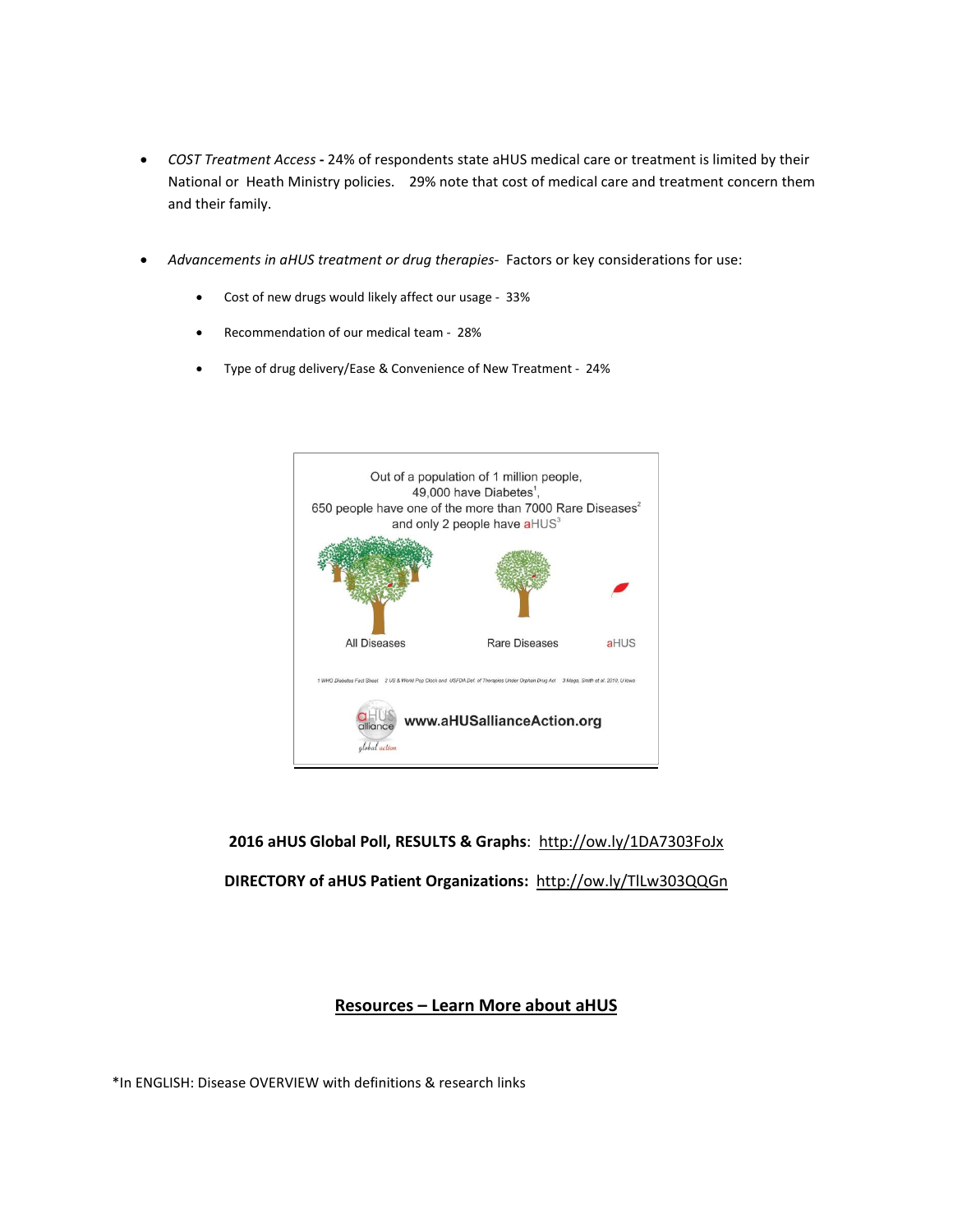- *COST Treatment Access* **-** 24% of respondents state aHUS medical care or treatment is limited by their National or Heath Ministry policies. 29% note that cost of medical care and treatment concern them and their family.

- *Advancements in aHUS treatment or drug therapies*- Factors or key considerations for use:
  - Cost of new drugs would likely affect our usage - 33%
  - Recommendation of our medical team - 28%
  - Type of drug delivery/Ease & Convenience of New Treatment - 24%

Out of a population of 1 million people,
49,000 have Diabetes[1],
650 people have one of the more than 7000 Rare Diseases[2]
and only 2 people have aHUS[3]

All Diseases | Rare Diseases | aHUS

1 WHO Diabetes Fact Sheet 2 US & World Pop Clock and USFDA Def. of Therapies Under Orphan Drug Act 3 Maga, Smith et al. 2010, U Iowa

aHUS alliance global action www.aHUSallianceAction.org

**2016 aHUS Global Poll, RESULTS & Graphs**: http://ow.ly/1DA7303FoJx

**DIRECTORY of aHUS Patient Organizations:** http://ow.ly/TlLw303QQGn

## Resources – Learn More about aHUS

*In ENGLISH: Disease OVERVIEW with definitions & research links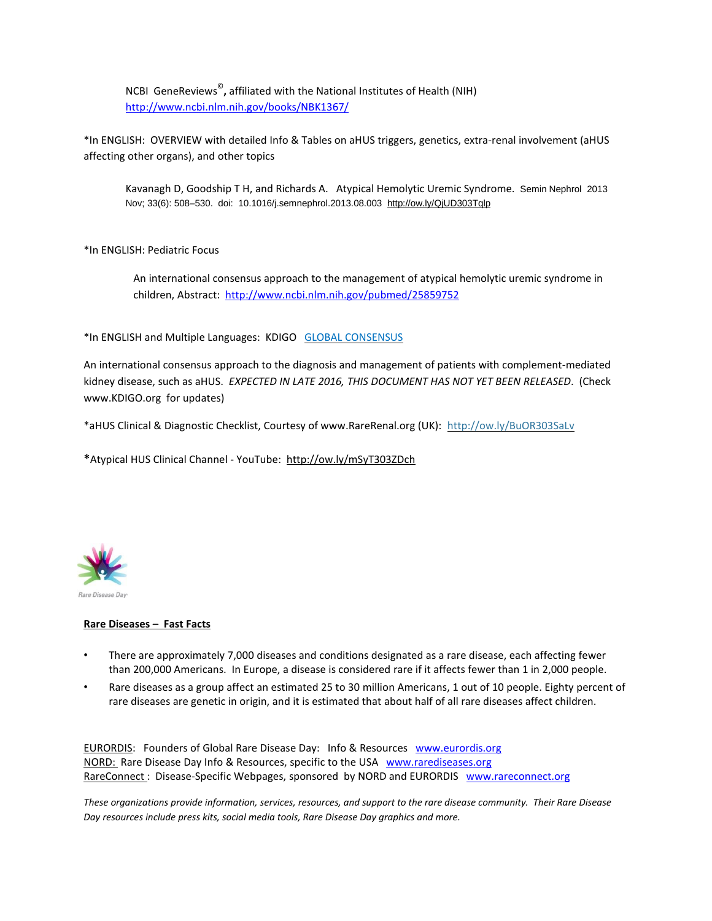NCBI GeneReviews©, affiliated with the National Institutes of Health (NIH)
http://www.ncbi.nlm.nih.gov/books/NBK1367/

*In ENGLISH: OVERVIEW with detailed Info & Tables on aHUS triggers, genetics, extra-renal involvement (aHUS affecting other organs), and other topics

Kavanagh D, Goodship T H, and Richards A. Atypical Hemolytic Uremic Syndrome. Semin Nephrol 2013 Nov; 33(6): 508–530. doi: 10.1016/j.semnephrol.2013.08.003 http://ow.ly/QjUD303Tqlp

*In ENGLISH: Pediatric Focus

An international consensus approach to the management of atypical hemolytic uremic syndrome in children, Abstract: http://www.ncbi.nlm.nih.gov/pubmed/25859752

*In ENGLISH and Multiple Languages: KDIGO GLOBAL CONSENSUS

An international consensus approach to the diagnosis and management of patients with complement-mediated kidney disease, such as aHUS. *EXPECTED IN LATE 2016, THIS DOCUMENT HAS NOT YET BEEN RELEASED*. (Check www.KDIGO.org for updates)

*aHUS Clinical & Diagnostic Checklist, Courtesy of www.RareRenal.org (UK): http://ow.ly/BuOR303SaLv

**\***Atypical HUS Clinical Channel - YouTube: http://ow.ly/mSyT303ZDch

Rare Disease Day

**Rare Diseases – Fast Facts**

- There are approximately 7,000 diseases and conditions designated as a rare disease, each affecting fewer than 200,000 Americans. In Europe, a disease is considered rare if it affects fewer than 1 in 2,000 people.
- Rare diseases as a group affect an estimated 25 to 30 million Americans, 1 out of 10 people. Eighty percent of rare diseases are genetic in origin, and it is estimated that about half of all rare diseases affect children.

EURORDIS: Founders of Global Rare Disease Day: Info & Resources www.eurordis.org
NORD: Rare Disease Day Info & Resources, specific to the USA www.rarediseases.org
RareConnect : Disease-Specific Webpages, sponsored by NORD and EURORDIS www.rareconnect.org

*These organizations provide information, services, resources, and support to the rare disease community. Their Rare Disease Day resources include press kits, social media tools, Rare Disease Day graphics and more.*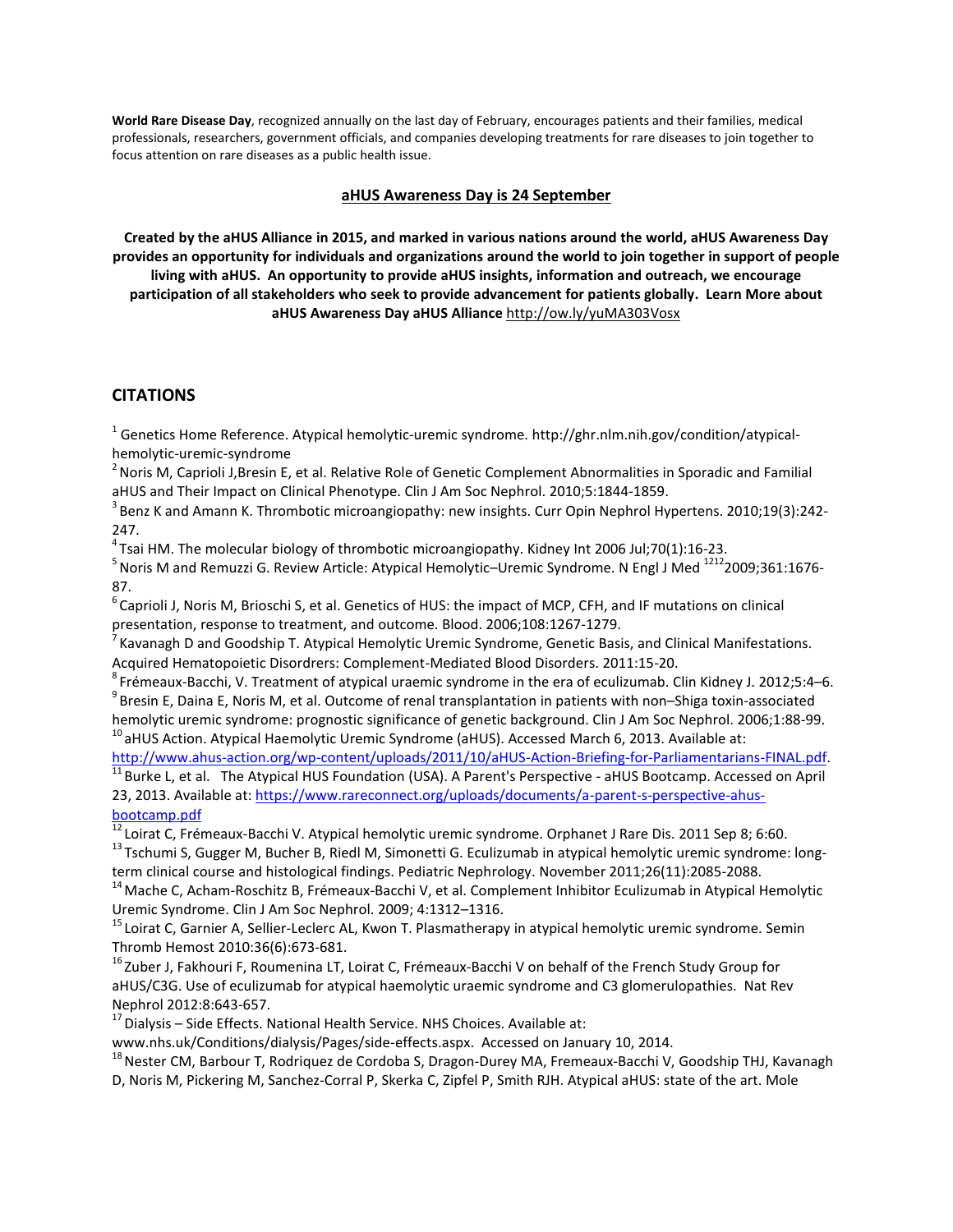**World Rare Disease Day**, recognized annually on the last day of February, encourages patients and their families, medical professionals, researchers, government officials, and companies developing treatments for rare diseases to join together to focus attention on rare diseases as a public health issue.

## aHUS Awareness Day is 24 September

**Created by the aHUS Alliance in 2015, and marked in various nations around the world, aHUS Awareness Day provides an opportunity for individuals and organizations around the world to join together in support of people living with aHUS. An opportunity to provide aHUS insights, information and outreach, we encourage participation of all stakeholders who seek to provide advancement for patients globally. Learn More about aHUS Awareness Day aHUS Alliance** http://ow.ly/yuMA303Vosx

## CITATIONS

[1] Genetics Home Reference. Atypical hemolytic-uremic syndrome. http://ghr.nlm.nih.gov/condition/atypical-hemolytic-uremic-syndrome

[2] Noris M, Caprioli J,Bresin E, et al. Relative Role of Genetic Complement Abnormalities in Sporadic and Familial aHUS and Their Impact on Clinical Phenotype. Clin J Am Soc Nephrol. 2010;5:1844-1859.

[3] Benz K and Amann K. Thrombotic microangiopathy: new insights. Curr Opin Nephrol Hypertens. 2010;19(3):242-247.

[4] Tsai HM. The molecular biology of thrombotic microangiopathy. Kidney Int 2006 Jul;70(1):16-23.

[5] Noris M and Remuzzi G. Review Article: Atypical Hemolytic–Uremic Syndrome. N Engl J Med [1212]2009;361:1676-87.

[6] Caprioli J, Noris M, Brioschi S, et al. Genetics of HUS: the impact of MCP, CFH, and IF mutations on clinical presentation, response to treatment, and outcome. Blood. 2006;108:1267-1279.

[7] Kavanagh D and Goodship T. Atypical Hemolytic Uremic Syndrome, Genetic Basis, and Clinical Manifestations. Acquired Hematopoietic Disordrers: Complement-Mediated Blood Disorders. 2011:15-20.

[8] Frémeaux-Bacchi, V. Treatment of atypical uraemic syndrome in the era of eculizumab. Clin Kidney J. 2012;5:4–6.

[9] Bresin E, Daina E, Noris M, et al. Outcome of renal transplantation in patients with non–Shiga toxin-associated hemolytic uremic syndrome: prognostic significance of genetic background. Clin J Am Soc Nephrol. 2006;1:88-99.

[10] aHUS Action. Atypical Haemolytic Uremic Syndrome (aHUS). Accessed March 6, 2013. Available at: http://www.ahus-action.org/wp-content/uploads/2011/10/aHUS-Action-Briefing-for-Parliamentarians-FINAL.pdf.

[11] Burke L, et al. The Atypical HUS Foundation (USA). A Parent's Perspective - aHUS Bootcamp. Accessed on April 23, 2013. Available at: https://www.rareconnect.org/uploads/documents/a-parent-s-perspective-ahus-bootcamp.pdf

[12] Loirat C, Frémeaux-Bacchi V. Atypical hemolytic uremic syndrome. Orphanet J Rare Dis. 2011 Sep 8; 6:60.

[13] Tschumi S, Gugger M, Bucher B, Riedl M, Simonetti G. Eculizumab in atypical hemolytic uremic syndrome: long-term clinical course and histological findings. Pediatric Nephrology. November 2011;26(11):2085-2088.

[14] Mache C, Acham-Roschitz B, Frémeaux-Bacchi V, et al. Complement Inhibitor Eculizumab in Atypical Hemolytic Uremic Syndrome. Clin J Am Soc Nephrol. 2009; 4:1312–1316.

[15] Loirat C, Garnier A, Sellier-Leclerc AL, Kwon T. Plasmatherapy in atypical hemolytic uremic syndrome. Semin Thromb Hemost 2010:36(6):673-681.

[16] Zuber J, Fakhouri F, Roumenina LT, Loirat C, Frémeaux-Bacchi V on behalf of the French Study Group for aHUS/C3G. Use of eculizumab for atypical haemolytic uraemic syndrome and C3 glomerulopathies. Nat Rev Nephrol 2012:8:643-657.

[17] Dialysis – Side Effects. National Health Service. NHS Choices. Available at: www.nhs.uk/Conditions/dialysis/Pages/side-effects.aspx. Accessed on January 10, 2014.

[18] Nester CM, Barbour T, Rodriquez de Cordoba S, Dragon-Durey MA, Fremeaux-Bacchi V, Goodship THJ, Kavanagh D, Noris M, Pickering M, Sanchez-Corral P, Skerka C, Zipfel P, Smith RJH. Atypical aHUS: state of the art. Mole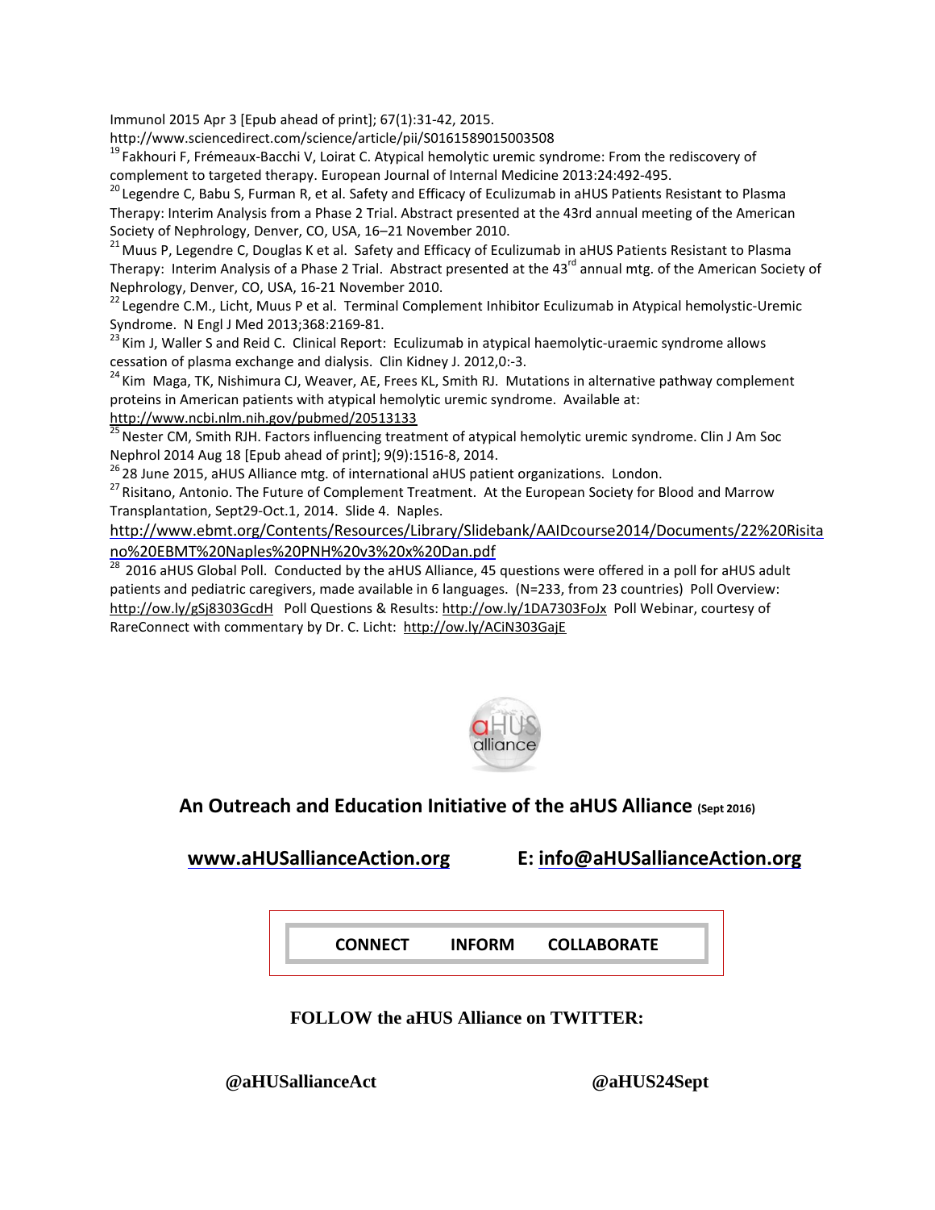Immunol 2015 Apr 3 [Epub ahead of print]; 67(1):31-42, 2015.
http://www.sciencedirect.com/science/article/pii/S0161589015003508

[19] Fakhouri F, Frémeaux-Bacchi V, Loirat C. Atypical hemolytic uremic syndrome: From the rediscovery of complement to targeted therapy. European Journal of Internal Medicine 2013:24:492-495.

[20] Legendre C, Babu S, Furman R, et al. Safety and Efficacy of Eculizumab in aHUS Patients Resistant to Plasma Therapy: Interim Analysis from a Phase 2 Trial. Abstract presented at the 43rd annual meeting of the American Society of Nephrology, Denver, CO, USA, 16–21 November 2010.

[21] Muus P, Legendre C, Douglas K et al. Safety and Efficacy of Eculizumab in aHUS Patients Resistant to Plasma Therapy: Interim Analysis of a Phase 2 Trial. Abstract presented at the 43rd annual mtg. of the American Society of Nephrology, Denver, CO, USA, 16-21 November 2010.

[22] Legendre C.M., Licht, Muus P et al. Terminal Complement Inhibitor Eculizumab in Atypical hemolystic-Uremic Syndrome. N Engl J Med 2013;368:2169-81.

[23] Kim J, Waller S and Reid C. Clinical Report: Eculizumab in atypical haemolytic-uraemic syndrome allows cessation of plasma exchange and dialysis. Clin Kidney J. 2012,0:-3.

[24] Kim Maga, TK, Nishimura CJ, Weaver, AE, Frees KL, Smith RJ. Mutations in alternative pathway complement proteins in American patients with atypical hemolytic uremic syndrome. Available at: http://www.ncbi.nlm.nih.gov/pubmed/20513133

[25] Nester CM, Smith RJH. Factors influencing treatment of atypical hemolytic uremic syndrome. Clin J Am Soc Nephrol 2014 Aug 18 [Epub ahead of print]; 9(9):1516-8, 2014.

[26] 28 June 2015, aHUS Alliance mtg. of international aHUS patient organizations. London.

[27] Risitano, Antonio. The Future of Complement Treatment. At the European Society for Blood and Marrow Transplantation, Sept29-Oct.1, 2014. Slide 4. Naples.
http://www.ebmt.org/Contents/Resources/Library/Slidebank/AAIDcourse2014/Documents/22%20Risitano%20EBMT%20Naples%20PNH%20v3%20x%20Dan.pdf

[28] 2016 aHUS Global Poll. Conducted by the aHUS Alliance, 45 questions were offered in a poll for aHUS adult patients and pediatric caregivers, made available in 6 languages. (N=233, from 23 countries) Poll Overview: http://ow.ly/gSj8303GcdH Poll Questions & Results: http://ow.ly/1DA7303FoJx Poll Webinar, courtesy of RareConnect with commentary by Dr. C. Licht: http://ow.ly/ACiN303GajE

aHUS alliance

**An Outreach and Education Initiative of the aHUS Alliance** (Sept 2016)

**www.aHUSallianceAction.org** **E: info@aHUSallianceAction.org**

**CONNECT INFORM COLLABORATE**

**FOLLOW the aHUS Alliance on TWITTER:**

**@aHUSallianceAct** **@aHUS24Sept**